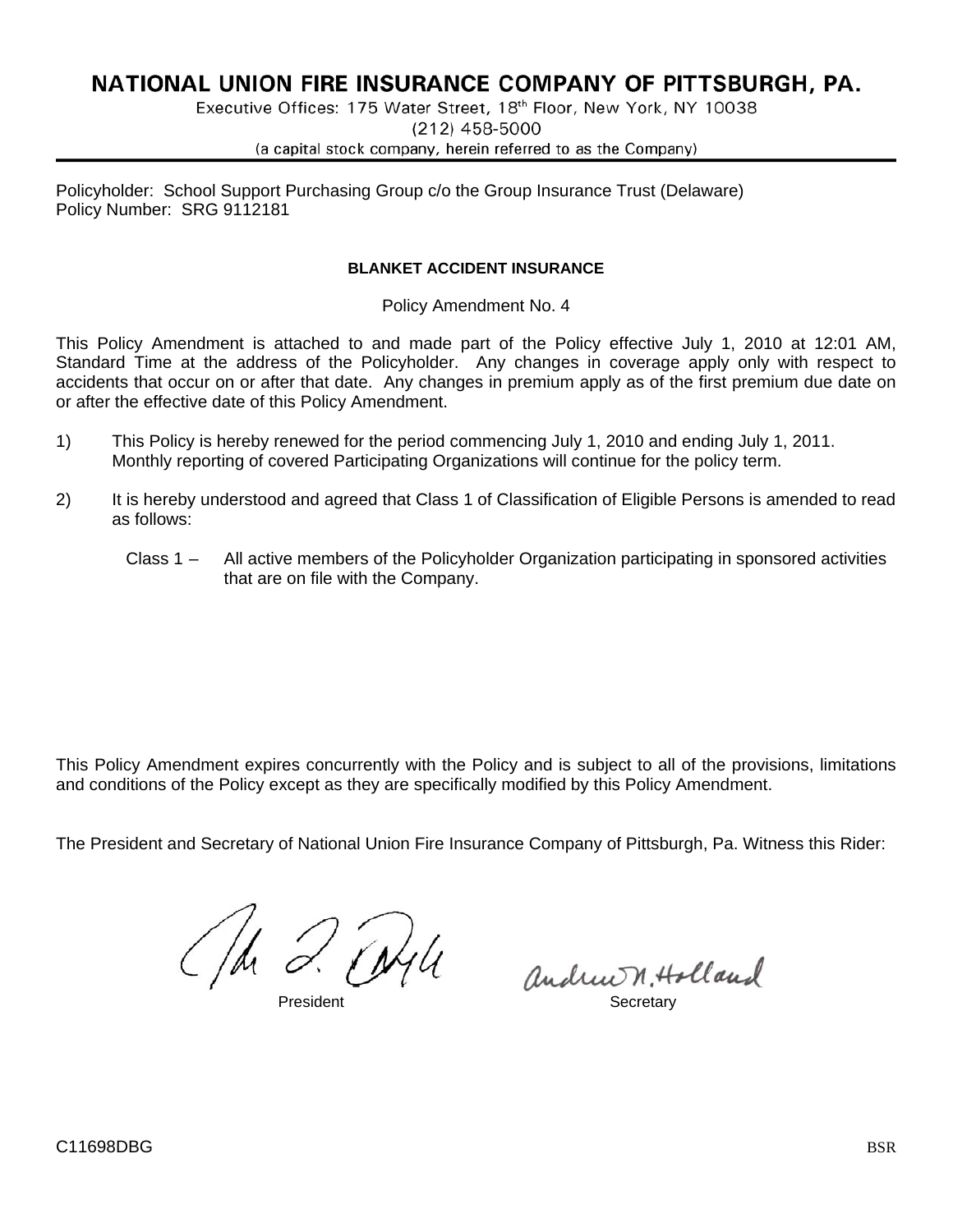# NATIONAL UNION FIRE INSURANCE COMPANY OF PITTSBURGH, PA.

Executive Offices: 175 Water Street, 18th Floor, New York, NY 10038

(212) 458-5000

(a capital stock company, herein referred to as the Company)

Policyholder: School Support Purchasing Group c/o the Group Insurance Trust (Delaware)
Policy Number: SRG 9112181

**BLANKET ACCIDENT INSURANCE**

Policy Amendment No. 4

This Policy Amendment is attached to and made part of the Policy effective July 1, 2010 at 12:01 AM, Standard Time at the address of the Policyholder. Any changes in coverage apply only with respect to accidents that occur on or after that date. Any changes in premium apply as of the first premium due date on or after the effective date of this Policy Amendment.

1) This Policy is hereby renewed for the period commencing July 1, 2010 and ending July 1, 2011. Monthly reporting of covered Participating Organizations will continue for the policy term.

2) It is hereby understood and agreed that Class 1 of Classification of Eligible Persons is amended to read as follows:

   Class 1 – All active members of the Policyholder Organization participating in sponsored activities that are on file with the Company.

This Policy Amendment expires concurrently with the Policy and is subject to all of the provisions, limitations and conditions of the Policy except as they are specifically modified by this Policy Amendment.

The President and Secretary of National Union Fire Insurance Company of Pittsburgh, Pa. Witness this Rider:

President Secretary

C11698DBG BSR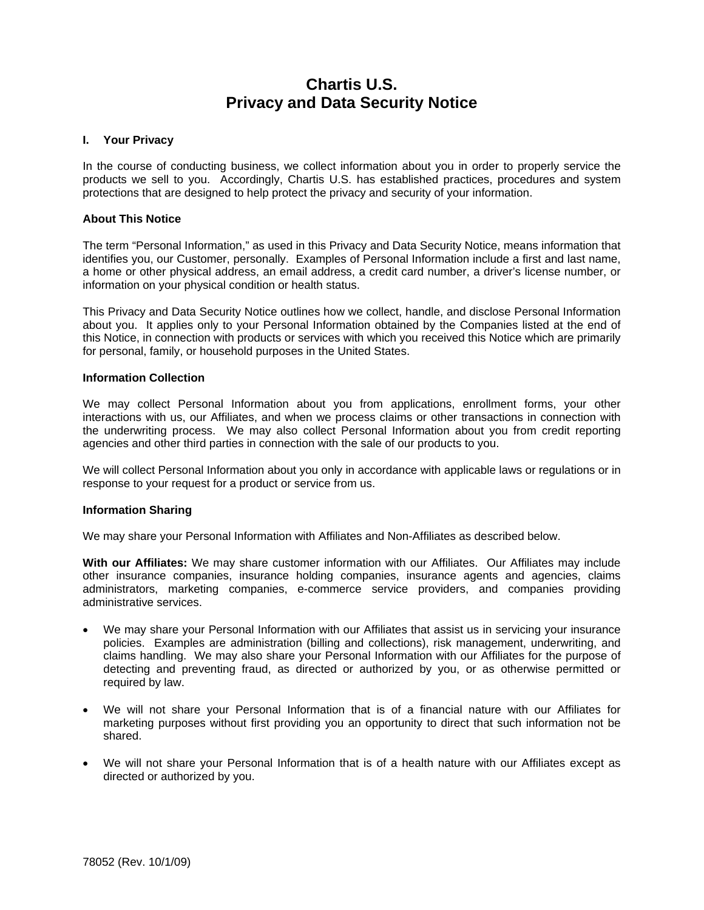# Chartis U.S.
# Privacy and Data Security Notice

## I. Your Privacy

In the course of conducting business, we collect information about you in order to properly service the products we sell to you. Accordingly, Chartis U.S. has established practices, procedures and system protections that are designed to help protect the privacy and security of your information.

### About This Notice

The term "Personal Information," as used in this Privacy and Data Security Notice, means information that identifies you, our Customer, personally. Examples of Personal Information include a first and last name, a home or other physical address, an email address, a credit card number, a driver's license number, or information on your physical condition or health status.

This Privacy and Data Security Notice outlines how we collect, handle, and disclose Personal Information about you. It applies only to your Personal Information obtained by the Companies listed at the end of this Notice, in connection with products or services with which you received this Notice which are primarily for personal, family, or household purposes in the United States.

### Information Collection

We may collect Personal Information about you from applications, enrollment forms, your other interactions with us, our Affiliates, and when we process claims or other transactions in connection with the underwriting process. We may also collect Personal Information about you from credit reporting agencies and other third parties in connection with the sale of our products to you.

We will collect Personal Information about you only in accordance with applicable laws or regulations or in response to your request for a product or service from us.

### Information Sharing

We may share your Personal Information with Affiliates and Non-Affiliates as described below.

**With our Affiliates:** We may share customer information with our Affiliates. Our Affiliates may include other insurance companies, insurance holding companies, insurance agents and agencies, claims administrators, marketing companies, e-commerce service providers, and companies providing administrative services.

- We may share your Personal Information with our Affiliates that assist us in servicing your insurance policies. Examples are administration (billing and collections), risk management, underwriting, and claims handling. We may also share your Personal Information with our Affiliates for the purpose of detecting and preventing fraud, as directed or authorized by you, or as otherwise permitted or required by law.

- We will not share your Personal Information that is of a financial nature with our Affiliates for marketing purposes without first providing you an opportunity to direct that such information not be shared.

- We will not share your Personal Information that is of a health nature with our Affiliates except as directed or authorized by you.

78052 (Rev. 10/1/09)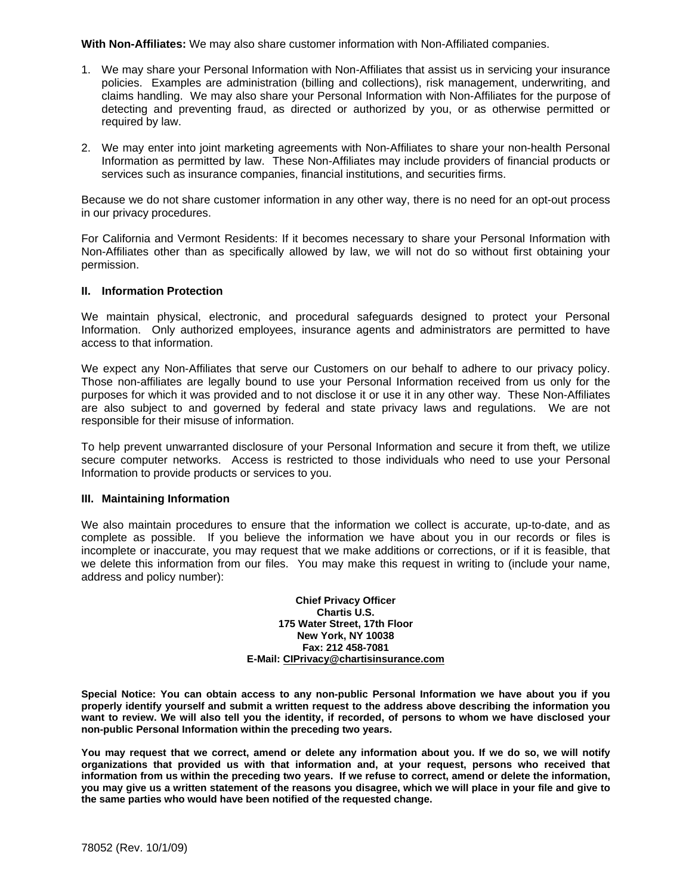**With Non-Affiliates:** We may also share customer information with Non-Affiliated companies.

1. We may share your Personal Information with Non-Affiliates that assist us in servicing your insurance policies. Examples are administration (billing and collections), risk management, underwriting, and claims handling. We may also share your Personal Information with Non-Affiliates for the purpose of detecting and preventing fraud, as directed or authorized by you, or as otherwise permitted or required by law.

2. We may enter into joint marketing agreements with Non-Affiliates to share your non-health Personal Information as permitted by law. These Non-Affiliates may include providers of financial products or services such as insurance companies, financial institutions, and securities firms.

Because we do not share customer information in any other way, there is no need for an opt-out process in our privacy procedures.

For California and Vermont Residents: If it becomes necessary to share your Personal Information with Non-Affiliates other than as specifically allowed by law, we will not do so without first obtaining your permission.

## II. Information Protection

We maintain physical, electronic, and procedural safeguards designed to protect your Personal Information. Only authorized employees, insurance agents and administrators are permitted to have access to that information.

We expect any Non-Affiliates that serve our Customers on our behalf to adhere to our privacy policy. Those non-affiliates are legally bound to use your Personal Information received from us only for the purposes for which it was provided and to not disclose it or use it in any other way. These Non-Affiliates are also subject to and governed by federal and state privacy laws and regulations. We are not responsible for their misuse of information.

To help prevent unwarranted disclosure of your Personal Information and secure it from theft, we utilize secure computer networks. Access is restricted to those individuals who need to use your Personal Information to provide products or services to you.

## III. Maintaining Information

We also maintain procedures to ensure that the information we collect is accurate, up-to-date, and as complete as possible. If you believe the information we have about you in our records or files is incomplete or inaccurate, you may request that we make additions or corrections, or if it is feasible, that we delete this information from our files. You may make this request in writing to (include your name, address and policy number):

**Chief Privacy Officer**
**Chartis U.S.**
**175 Water Street, 17th Floor**
**New York, NY 10038**
**Fax: 212 458-7081**
**E-Mail: CIPrivacy@chartisinsurance.com**

**Special Notice: You can obtain access to any non-public Personal Information we have about you if you properly identify yourself and submit a written request to the address above describing the information you want to review. We will also tell you the identity, if recorded, of persons to whom we have disclosed your non-public Personal Information within the preceding two years.**

**You may request that we correct, amend or delete any information about you. If we do so, we will notify organizations that provided us with that information and, at your request, persons who received that information from us within the preceding two years. If we refuse to correct, amend or delete the information, you may give us a written statement of the reasons you disagree, which we will place in your file and give to the same parties who would have been notified of the requested change.**

78052 (Rev. 10/1/09)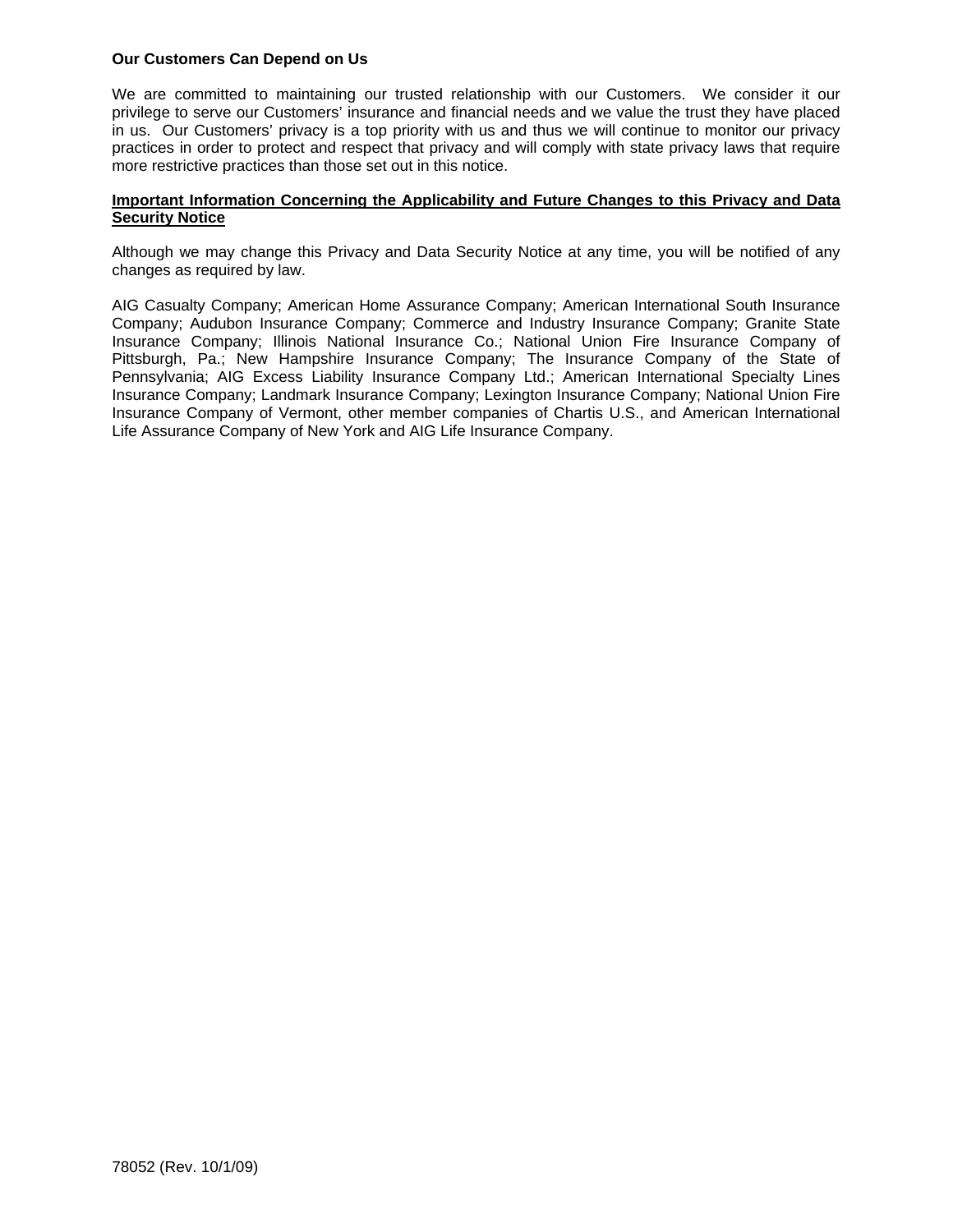**Our Customers Can Depend on Us**

We are committed to maintaining our trusted relationship with our Customers. We consider it our privilege to serve our Customers' insurance and financial needs and we value the trust they have placed in us. Our Customers' privacy is a top priority with us and thus we will continue to monitor our privacy practices in order to protect and respect that privacy and will comply with state privacy laws that require more restrictive practices than those set out in this notice.

**Important Information Concerning the Applicability and Future Changes to this Privacy and Data Security Notice**

Although we may change this Privacy and Data Security Notice at any time, you will be notified of any changes as required by law.

AIG Casualty Company; American Home Assurance Company; American International South Insurance Company; Audubon Insurance Company; Commerce and Industry Insurance Company; Granite State Insurance Company; Illinois National Insurance Co.; National Union Fire Insurance Company of Pittsburgh, Pa.; New Hampshire Insurance Company; The Insurance Company of the State of Pennsylvania; AIG Excess Liability Insurance Company Ltd.; American International Specialty Lines Insurance Company; Landmark Insurance Company; Lexington Insurance Company; National Union Fire Insurance Company of Vermont, other member companies of Chartis U.S., and American International Life Assurance Company of New York and AIG Life Insurance Company.

78052 (Rev. 10/1/09)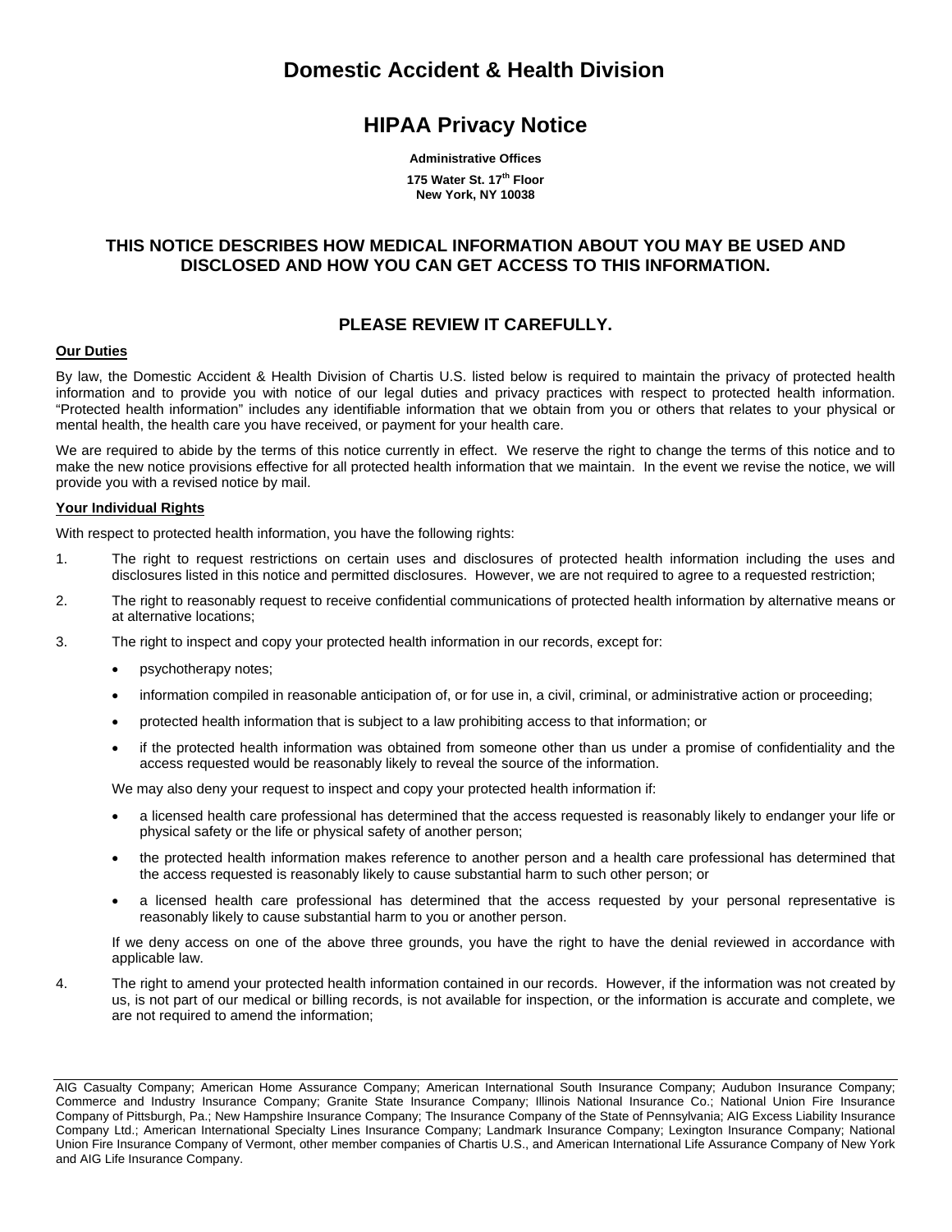# Domestic Accident & Health Division

# HIPAA Privacy Notice

**Administrative Offices**

**175 Water St. 17th Floor**
**New York, NY 10038**

## THIS NOTICE DESCRIBES HOW MEDICAL INFORMATION ABOUT YOU MAY BE USED AND DISCLOSED AND HOW YOU CAN GET ACCESS TO THIS INFORMATION.

## PLEASE REVIEW IT CAREFULLY.

**Our Duties**

By law, the Domestic Accident & Health Division of Chartis U.S. listed below is required to maintain the privacy of protected health information and to provide you with notice of our legal duties and privacy practices with respect to protected health information. "Protected health information" includes any identifiable information that we obtain from you or others that relates to your physical or mental health, the health care you have received, or payment for your health care.

We are required to abide by the terms of this notice currently in effect. We reserve the right to change the terms of this notice and to make the new notice provisions effective for all protected health information that we maintain. In the event we revise the notice, we will provide you with a revised notice by mail.

**Your Individual Rights**

With respect to protected health information, you have the following rights:

1. The right to request restrictions on certain uses and disclosures of protected health information including the uses and disclosures listed in this notice and permitted disclosures. However, we are not required to agree to a requested restriction;

2. The right to reasonably request to receive confidential communications of protected health information by alternative means or at alternative locations;

3. The right to inspect and copy your protected health information in our records, except for:

   - psychotherapy notes;
   - information compiled in reasonable anticipation of, or for use in, a civil, criminal, or administrative action or proceeding;
   - protected health information that is subject to a law prohibiting access to that information; or
   - if the protected health information was obtained from someone other than us under a promise of confidentiality and the access requested would be reasonably likely to reveal the source of the information.

   We may also deny your request to inspect and copy your protected health information if:

   - a licensed health care professional has determined that the access requested is reasonably likely to endanger your life or physical safety or the life or physical safety of another person;
   - the protected health information makes reference to another person and a health care professional has determined that the access requested is reasonably likely to cause substantial harm to such other person; or
   - a licensed health care professional has determined that the access requested by your personal representative is reasonably likely to cause substantial harm to you or another person.

   If we deny access on one of the above three grounds, you have the right to have the denial reviewed in accordance with applicable law.

4. The right to amend your protected health information contained in our records. However, if the information was not created by us, is not part of our medical or billing records, is not available for inspection, or the information is accurate and complete, we are not required to amend the information;

---

AIG Casualty Company; American Home Assurance Company; American International South Insurance Company; Audubon Insurance Company; Commerce and Industry Insurance Company; Granite State Insurance Company; Illinois National Insurance Co.; National Union Fire Insurance Company of Pittsburgh, Pa.; New Hampshire Insurance Company; The Insurance Company of the State of Pennsylvania; AIG Excess Liability Insurance Company Ltd.; American International Specialty Lines Insurance Company; Landmark Insurance Company; Lexington Insurance Company; National Union Fire Insurance Company of Vermont, other member companies of Chartis U.S., and American International Life Assurance Company of New York and AIG Life Insurance Company.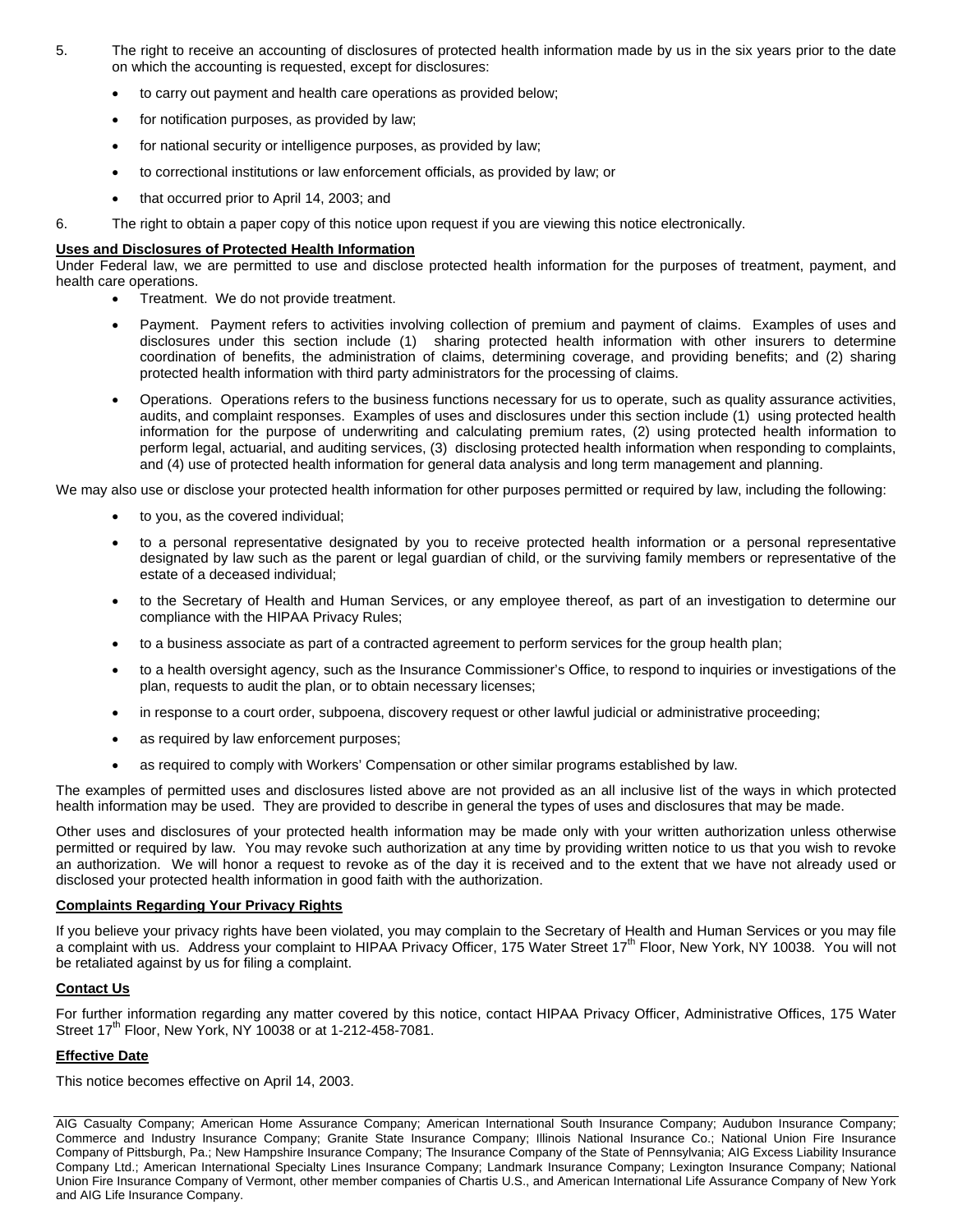5. The right to receive an accounting of disclosures of protected health information made by us in the six years prior to the date on which the accounting is requested, except for disclosures:

   - to carry out payment and health care operations as provided below;
   - for notification purposes, as provided by law;
   - for national security or intelligence purposes, as provided by law;
   - to correctional institutions or law enforcement officials, as provided by law; or
   - that occurred prior to April 14, 2003; and

6. The right to obtain a paper copy of this notice upon request if you are viewing this notice electronically.

**Uses and Disclosures of Protected Health Information**

Under Federal law, we are permitted to use and disclose protected health information for the purposes of treatment, payment, and health care operations.

- Treatment. We do not provide treatment.
- Payment. Payment refers to activities involving collection of premium and payment of claims. Examples of uses and disclosures under this section include (1) sharing protected health information with other insurers to determine coordination of benefits, the administration of claims, determining coverage, and providing benefits; and (2) sharing protected health information with third party administrators for the processing of claims.
- Operations. Operations refers to the business functions necessary for us to operate, such as quality assurance activities, audits, and complaint responses. Examples of uses and disclosures under this section include (1) using protected health information for the purpose of underwriting and calculating premium rates, (2) using protected health information to perform legal, actuarial, and auditing services, (3) disclosing protected health information when responding to complaints, and (4) use of protected health information for general data analysis and long term management and planning.

We may also use or disclose your protected health information for other purposes permitted or required by law, including the following:

- to you, as the covered individual;
- to a personal representative designated by you to receive protected health information or a personal representative designated by law such as the parent or legal guardian of child, or the surviving family members or representative of the estate of a deceased individual;
- to the Secretary of Health and Human Services, or any employee thereof, as part of an investigation to determine our compliance with the HIPAA Privacy Rules;
- to a business associate as part of a contracted agreement to perform services for the group health plan;
- to a health oversight agency, such as the Insurance Commissioner's Office, to respond to inquiries or investigations of the plan, requests to audit the plan, or to obtain necessary licenses;
- in response to a court order, subpoena, discovery request or other lawful judicial or administrative proceeding;
- as required by law enforcement purposes;
- as required to comply with Workers' Compensation or other similar programs established by law.

The examples of permitted uses and disclosures listed above are not provided as an all inclusive list of the ways in which protected health information may be used. They are provided to describe in general the types of uses and disclosures that may be made.

Other uses and disclosures of your protected health information may be made only with your written authorization unless otherwise permitted or required by law. You may revoke such authorization at any time by providing written notice to us that you wish to revoke an authorization. We will honor a request to revoke as of the day it is received and to the extent that we have not already used or disclosed your protected health information in good faith with the authorization.

**Complaints Regarding Your Privacy Rights**

If you believe your privacy rights have been violated, you may complain to the Secretary of Health and Human Services or you may file a complaint with us. Address your complaint to HIPAA Privacy Officer, 175 Water Street 17th Floor, New York, NY 10038. You will not be retaliated against by us for filing a complaint.

**Contact Us**

For further information regarding any matter covered by this notice, contact HIPAA Privacy Officer, Administrative Offices, 175 Water Street 17th Floor, New York, NY 10038 or at 1-212-458-7081.

**Effective Date**

This notice becomes effective on April 14, 2003.

---

AIG Casualty Company; American Home Assurance Company; American International South Insurance Company; Audubon Insurance Company; Commerce and Industry Insurance Company; Granite State Insurance Company; Illinois National Insurance Co.; National Union Fire Insurance Company of Pittsburgh, Pa.; New Hampshire Insurance Company; The Insurance Company of the State of Pennsylvania; AIG Excess Liability Insurance Company Ltd.; American International Specialty Lines Insurance Company; Landmark Insurance Company; Lexington Insurance Company; National Union Fire Insurance Company of Vermont, other member companies of Chartis U.S., and American International Life Assurance Company of New York and AIG Life Insurance Company.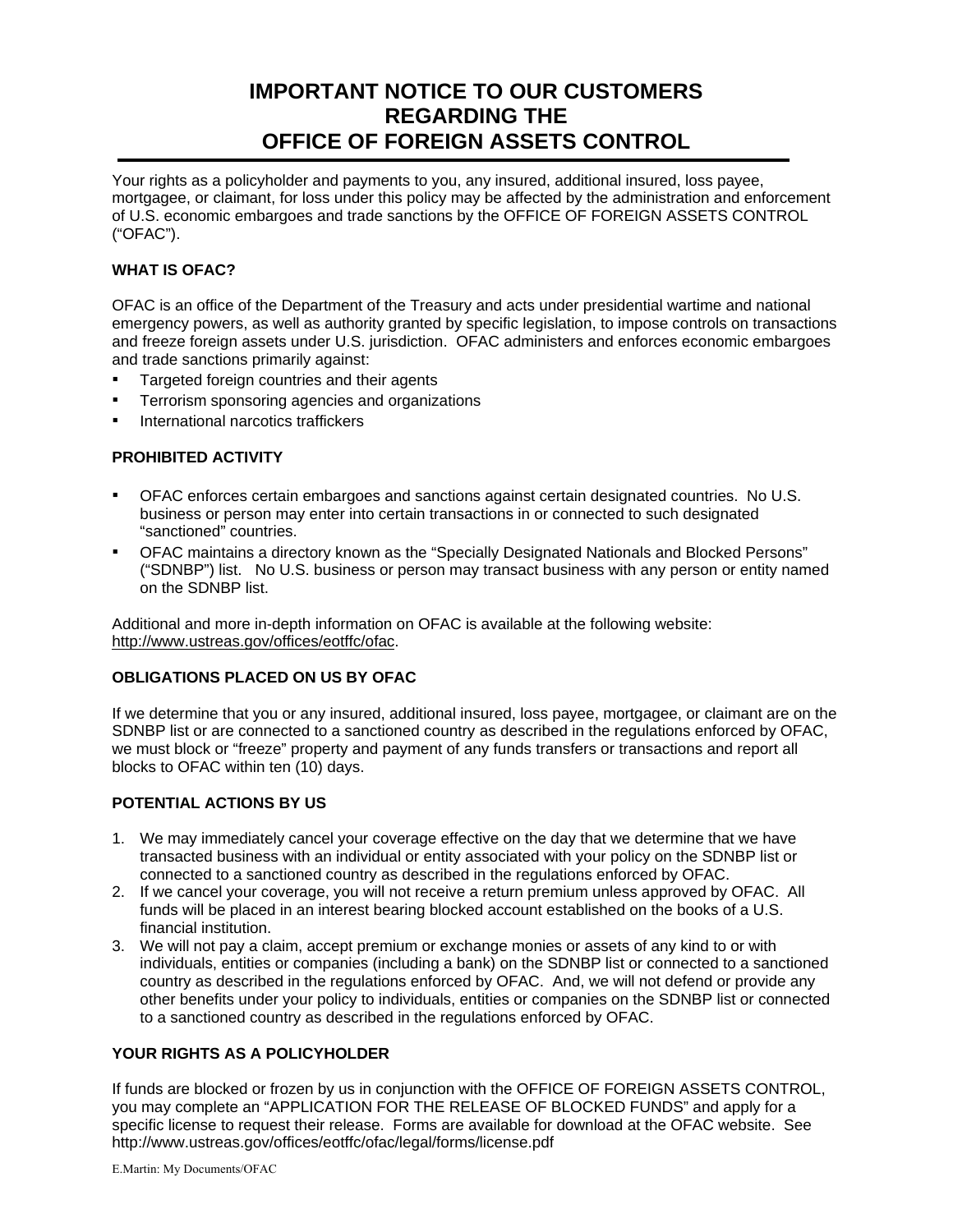# IMPORTANT NOTICE TO OUR CUSTOMERS REGARDING THE OFFICE OF FOREIGN ASSETS CONTROL

Your rights as a policyholder and payments to you, any insured, additional insured, loss payee, mortgagee, or claimant, for loss under this policy may be affected by the administration and enforcement of U.S. economic embargoes and trade sanctions by the OFFICE OF FOREIGN ASSETS CONTROL ("OFAC").

**WHAT IS OFAC?**

OFAC is an office of the Department of the Treasury and acts under presidential wartime and national emergency powers, as well as authority granted by specific legislation, to impose controls on transactions and freeze foreign assets under U.S. jurisdiction. OFAC administers and enforces economic embargoes and trade sanctions primarily against:

- Targeted foreign countries and their agents
- Terrorism sponsoring agencies and organizations
- International narcotics traffickers

**PROHIBITED ACTIVITY**

- OFAC enforces certain embargoes and sanctions against certain designated countries. No U.S. business or person may enter into certain transactions in or connected to such designated "sanctioned" countries.
- OFAC maintains a directory known as the "Specially Designated Nationals and Blocked Persons" ("SDNBP") list. No U.S. business or person may transact business with any person or entity named on the SDNBP list.

Additional and more in-depth information on OFAC is available at the following website: http://www.ustreas.gov/offices/eotffc/ofac.

**OBLIGATIONS PLACED ON US BY OFAC**

If we determine that you or any insured, additional insured, loss payee, mortgagee, or claimant are on the SDNBP list or are connected to a sanctioned country as described in the regulations enforced by OFAC, we must block or "freeze" property and payment of any funds transfers or transactions and report all blocks to OFAC within ten (10) days.

**POTENTIAL ACTIONS BY US**

1. We may immediately cancel your coverage effective on the day that we determine that we have transacted business with an individual or entity associated with your policy on the SDNBP list or connected to a sanctioned country as described in the regulations enforced by OFAC.
2. If we cancel your coverage, you will not receive a return premium unless approved by OFAC. All funds will be placed in an interest bearing blocked account established on the books of a U.S. financial institution.
3. We will not pay a claim, accept premium or exchange monies or assets of any kind to or with individuals, entities or companies (including a bank) on the SDNBP list or connected to a sanctioned country as described in the regulations enforced by OFAC. And, we will not defend or provide any other benefits under your policy to individuals, entities or companies on the SDNBP list or connected to a sanctioned country as described in the regulations enforced by OFAC.

**YOUR RIGHTS AS A POLICYHOLDER**

If funds are blocked or frozen by us in conjunction with the OFFICE OF FOREIGN ASSETS CONTROL, you may complete an "APPLICATION FOR THE RELEASE OF BLOCKED FUNDS" and apply for a specific license to request their release. Forms are available for download at the OFAC website. See http://www.ustreas.gov/offices/eotffc/ofac/legal/forms/license.pdf

E.Martin: My Documents/OFAC